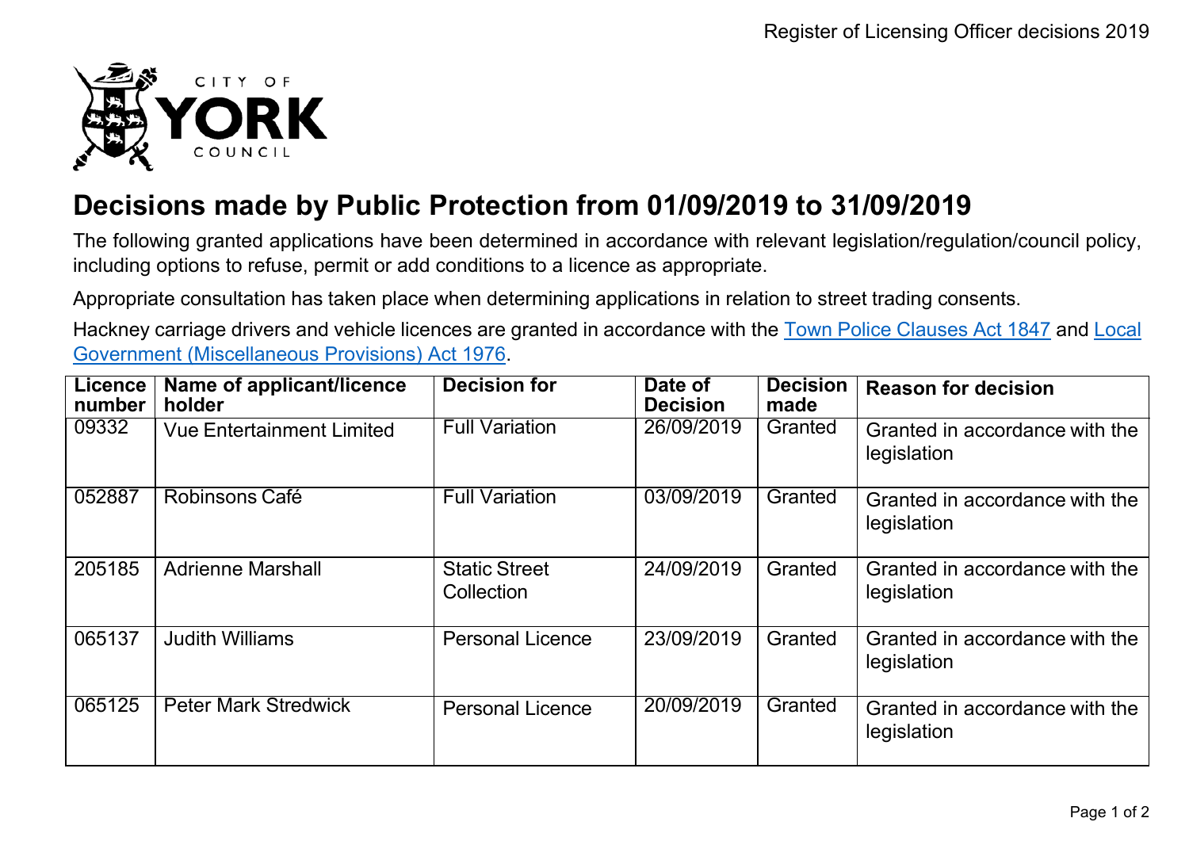# Decisions made by Public Protection from 01/09/2019 to 31/09/2019

The following granted applications have been determined in accordance with relevant legislation/regulation/council policy, including options to refuse, permit or add conditions to a licence as appropriate.

Appropriate consultation has taken place when determining applications in relation to street trading consents.

Hackney carriage drivers and vehicle licences are granted in accordance with the Town Police Clauses Act 1847 and Local Government (Miscellaneous Provisions) Act 1976.

| Licence number | Name of applicant/licence holder | Decision for | Date of Decision | Decision made | Reason for decision |
| --- | --- | --- | --- | --- | --- |
| 09332 | Vue Entertainment Limited | Full Variation | 26/09/2019 | Granted | Granted in accordance with the legislation |
| 052887 | Robinsons Café | Full Variation | 03/09/2019 | Granted | Granted in accordance with the legislation |
| 205185 | Adrienne Marshall | Static Street Collection | 24/09/2019 | Granted | Granted in accordance with the legislation |
| 065137 | Judith Williams | Personal Licence | 23/09/2019 | Granted | Granted in accordance with the legislation |
| 065125 | Peter Mark Stredwick | Personal Licence | 20/09/2019 | Granted | Granted in accordance with the legislation |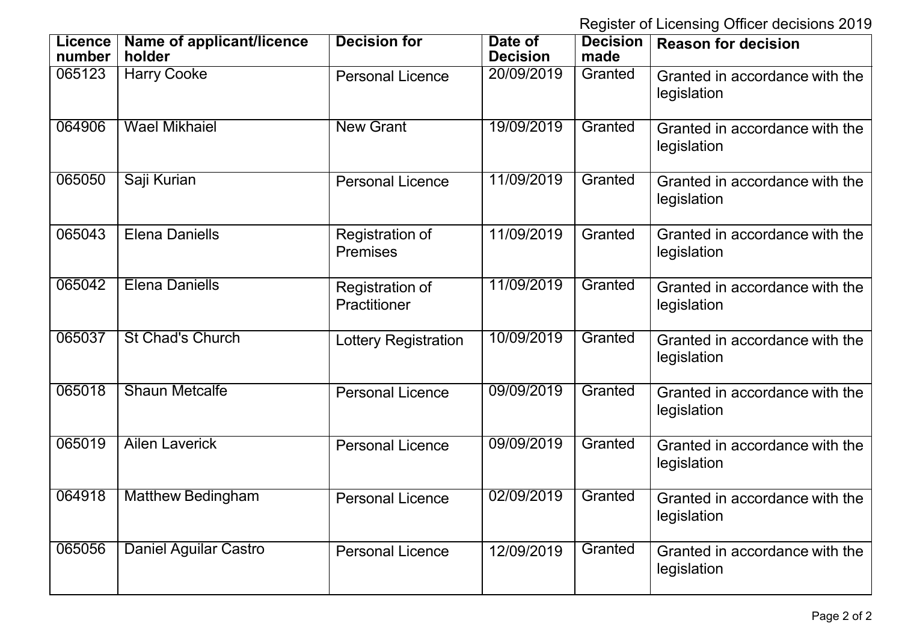Register of Licensing Officer decisions 2019

| Licence number | Name of applicant/licence holder | Decision for | Date of Decision | Decision made | Reason for decision |
|---|---|---|---|---|---|
| 065123 | Harry Cooke | Personal Licence | 20/09/2019 | Granted | Granted in accordance with the legislation |
| 064906 | Wael Mikhaiel | New Grant | 19/09/2019 | Granted | Granted in accordance with the legislation |
| 065050 | Saji Kurian | Personal Licence | 11/09/2019 | Granted | Granted in accordance with the legislation |
| 065043 | Elena Daniells | Registration of Premises | 11/09/2019 | Granted | Granted in accordance with the legislation |
| 065042 | Elena Daniells | Registration of Practitioner | 11/09/2019 | Granted | Granted in accordance with the legislation |
| 065037 | St Chad's Church | Lottery Registration | 10/09/2019 | Granted | Granted in accordance with the legislation |
| 065018 | Shaun Metcalfe | Personal Licence | 09/09/2019 | Granted | Granted in accordance with the legislation |
| 065019 | Ailen Laverick | Personal Licence | 09/09/2019 | Granted | Granted in accordance with the legislation |
| 064918 | Matthew Bedingham | Personal Licence | 02/09/2019 | Granted | Granted in accordance with the legislation |
| 065056 | Daniel Aguilar Castro | Personal Licence | 12/09/2019 | Granted | Granted in accordance with the legislation |